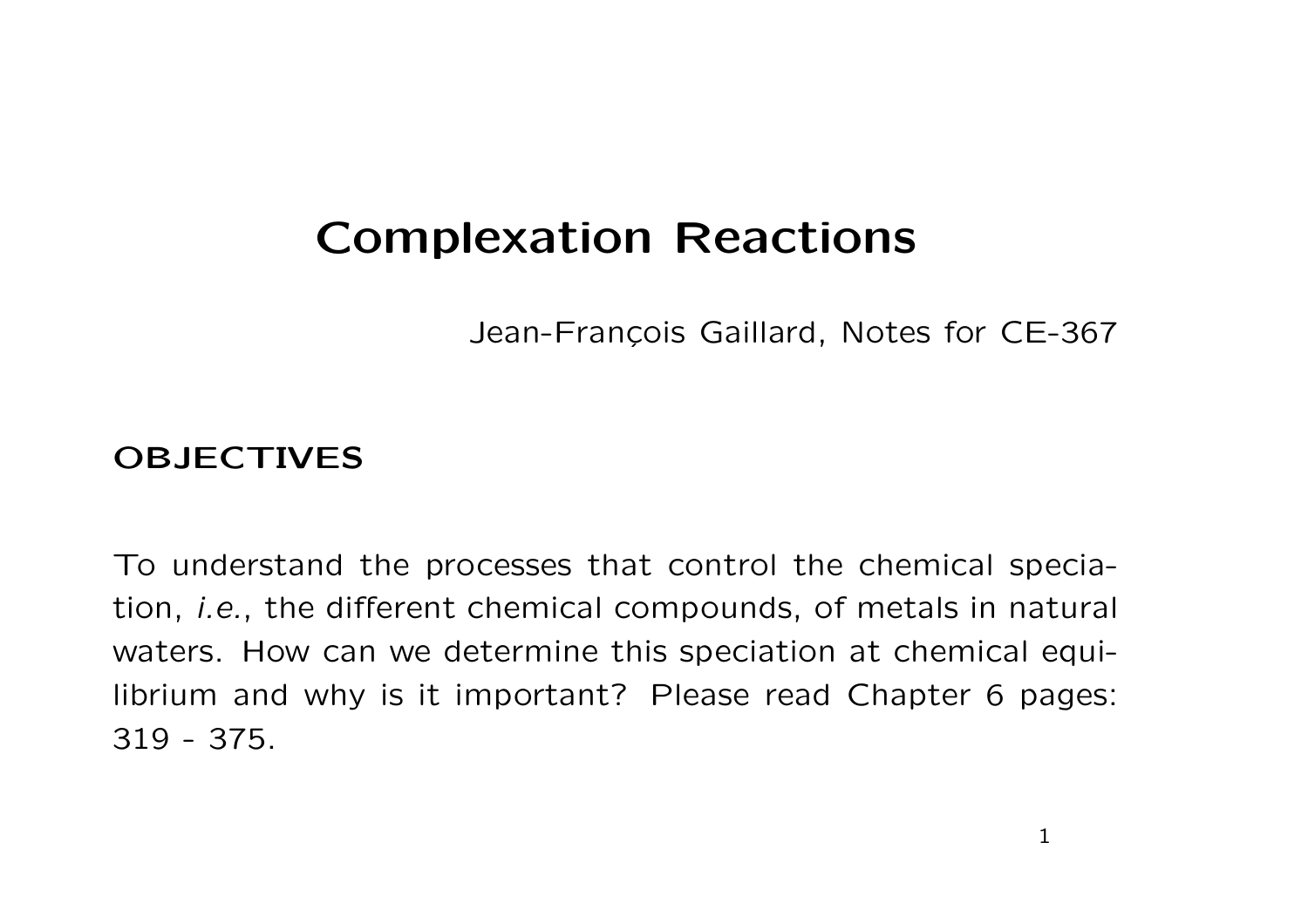# Complexation Reactions

Jean-François Gaillard, Notes for CE-367

## OBJECTIVES

To understand the processes that control the chemical speciation, *i.e.*, the different chemical compounds, of metals in natural waters. How can we determine this speciation at chemical equilibrium and why is it important? Please read Chapter 6 pages: 319 - 375.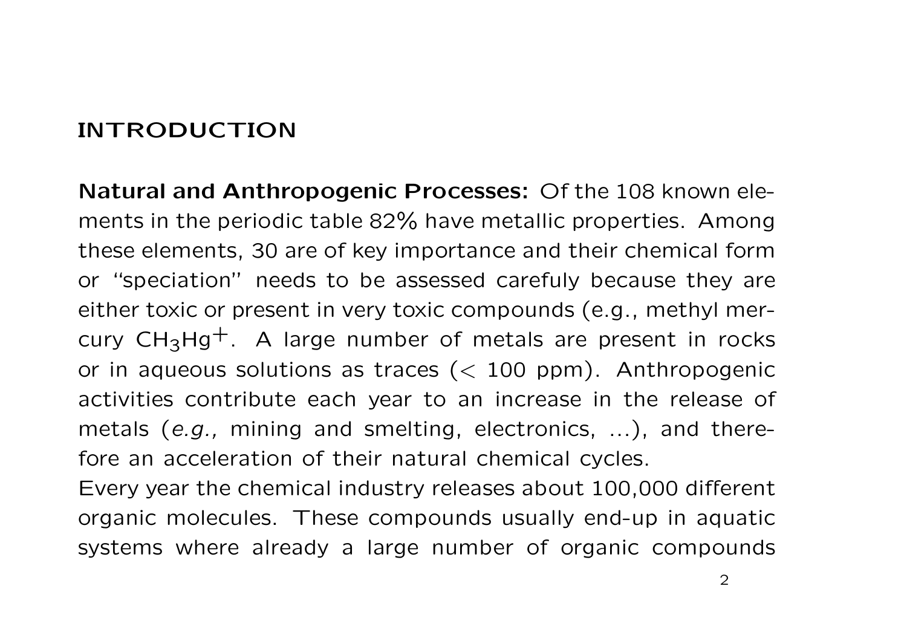# INTRODUCTION

**Natural and Anthropogenic Processes:** Of the 108 known elements in the periodic table 82% have metallic properties. Among these elements, 30 are of key importance and their chemical form or "speciation" needs to be assessed carefuly because they are either toxic or present in very toxic compounds (e.g., methyl mercury $CH_3Hg^+$. A large number of metals are present in rocks or in aqueous solutions as traces ($<$ 100 ppm). Anthropogenic activities contribute each year to an increase in the release of metals (*e.g.,* mining and smelting, electronics, ...), and therefore an acceleration of their natural chemical cycles.

Every year the chemical industry releases about 100,000 different organic molecules. These compounds usually end-up in aquatic systems where already a large number of organic compounds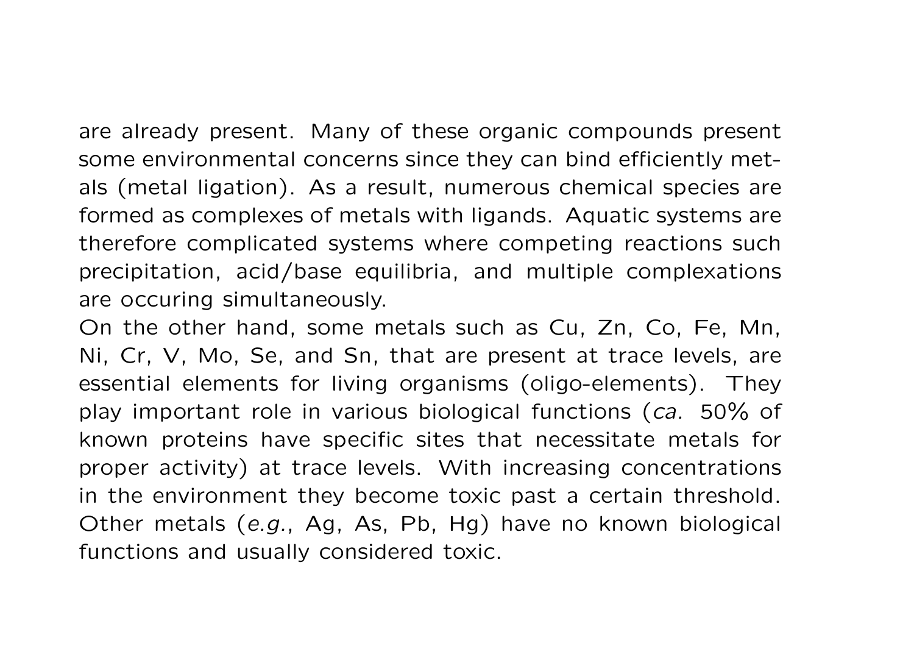are already present. Many of these organic compounds present some environmental concerns since they can bind efficiently metals (metal ligation). As a result, numerous chemical species are formed as complexes of metals with ligands. Aquatic systems are therefore complicated systems where competing reactions such precipitation, acid/base equilibria, and multiple complexations are occuring simultaneously.

On the other hand, some metals such as Cu, Zn, Co, Fe, Mn, Ni, Cr, V, Mo, Se, and Sn, that are present at trace levels, are essential elements for living organisms (oligo-elements). They play important role in various biological functions (*ca.* 50% of known proteins have specific sites that necessitate metals for proper activity) at trace levels. With increasing concentrations in the environment they become toxic past a certain threshold. Other metals (*e.g.*, Ag, As, Pb, Hg) have no known biological functions and usually considered toxic.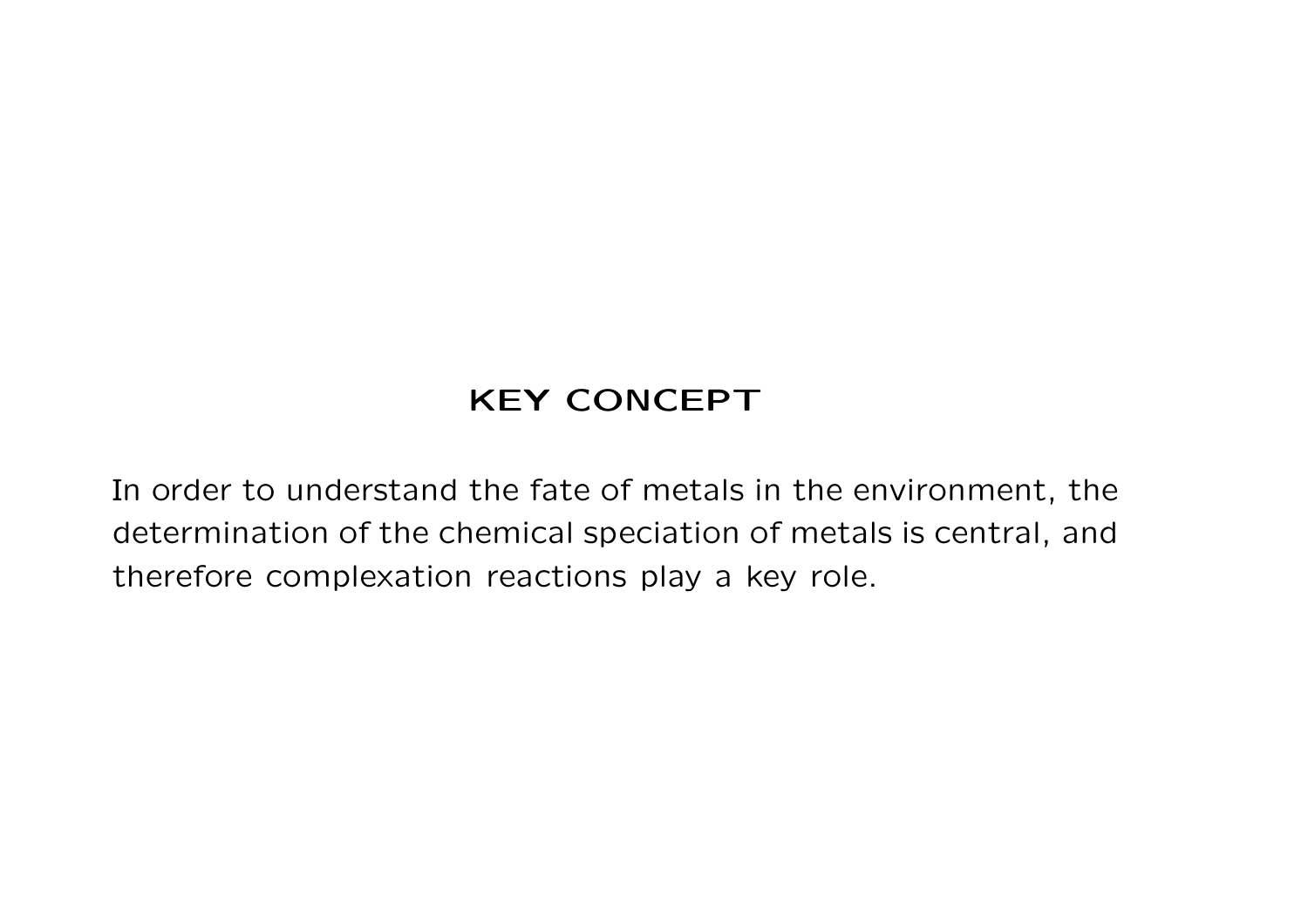## KEY CONCEPT

In order to understand the fate of metals in the environment, the determination of the chemical speciation of metals is central, and therefore complexation reactions play a key role.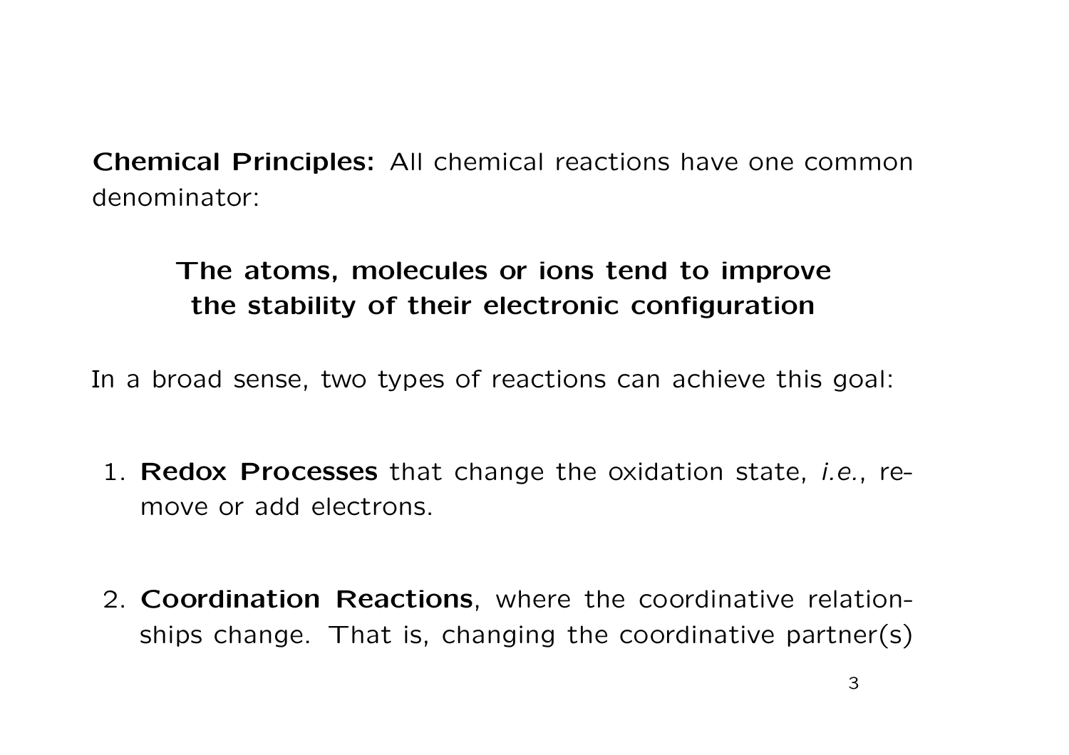**Chemical Principles:** All chemical reactions have one common denominator:

**The atoms, molecules or ions tend to improve the stability of their electronic configuration**

In a broad sense, two types of reactions can achieve this goal:

1. **Redox Processes** that change the oxidation state, *i.e.*, remove or add electrons.

2. **Coordination Reactions**, where the coordinative relationships change. That is, changing the coordinative partner(s)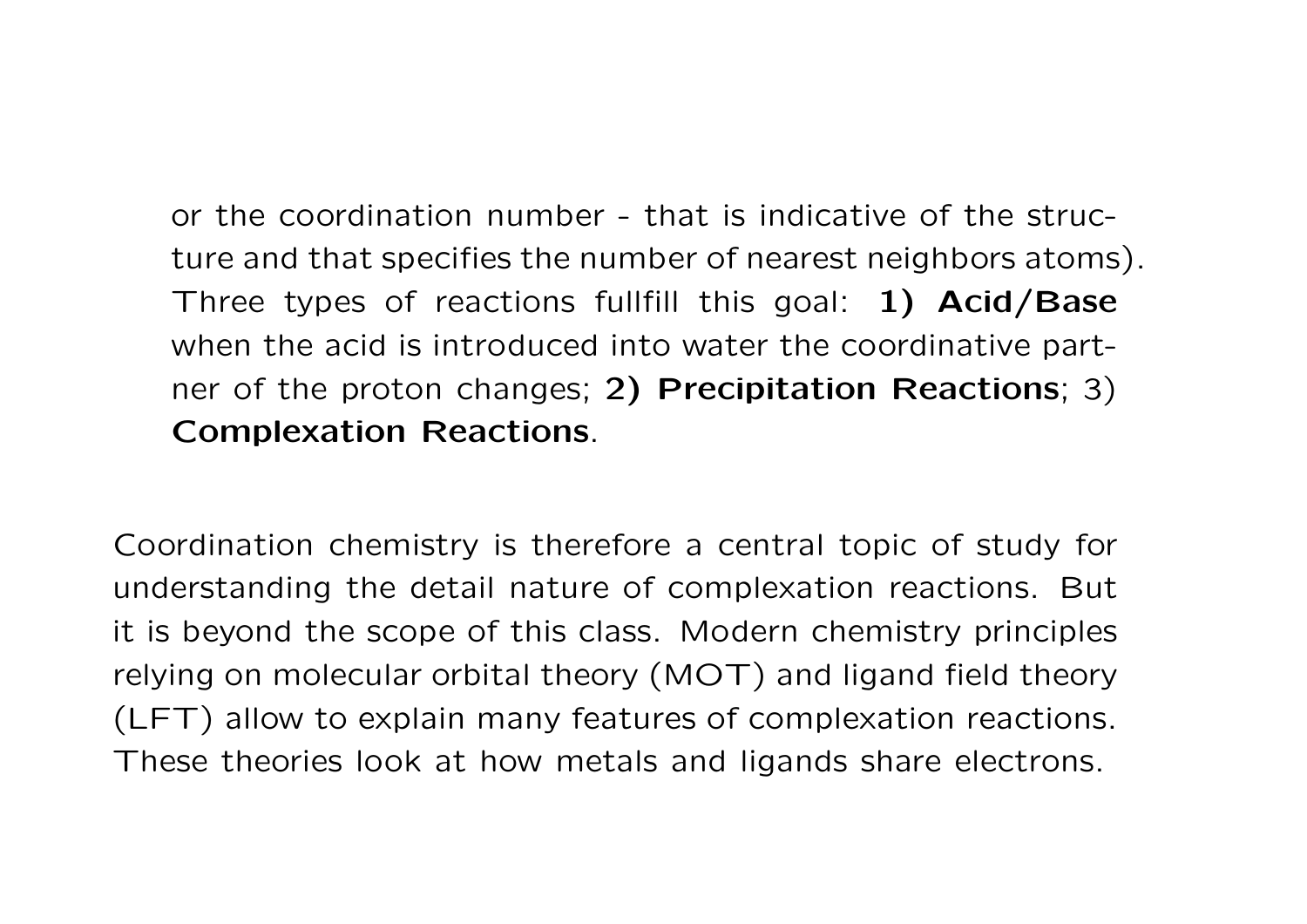or the coordination number - that is indicative of the structure and that specifies the number of nearest neighbors atoms). Three types of reactions fullfill this goal: **1) Acid/Base** when the acid is introduced into water the coordinative partner of the proton changes; **2) Precipitation Reactions**; 3) **Complexation Reactions**.

Coordination chemistry is therefore a central topic of study for understanding the detail nature of complexation reactions. But it is beyond the scope of this class. Modern chemistry principles relying on molecular orbital theory (MOT) and ligand field theory (LFT) allow to explain many features of complexation reactions. These theories look at how metals and ligands share electrons.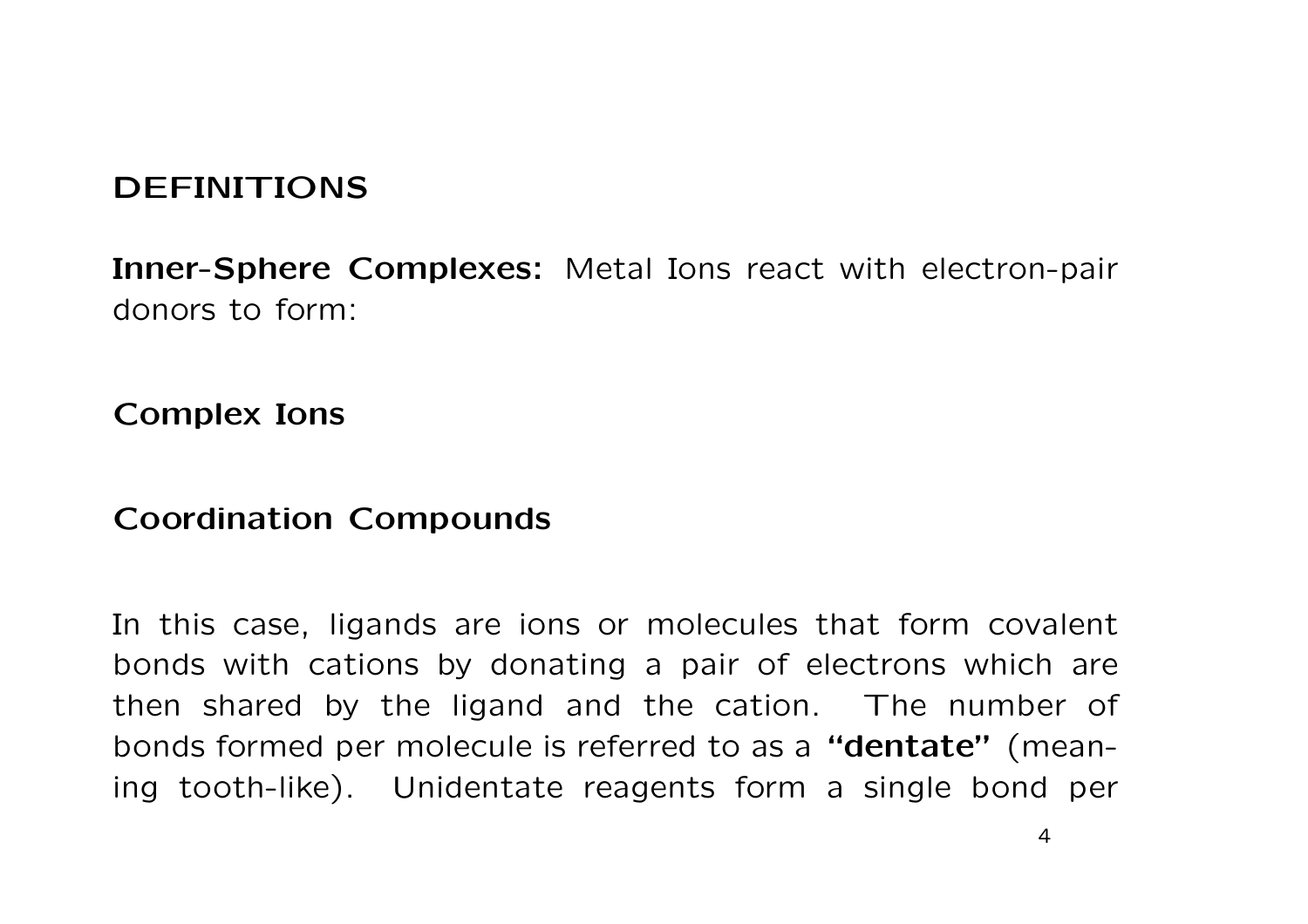## DEFINITIONS

**Inner-Sphere Complexes:** Metal Ions react with electron-pair donors to form:

**Complex Ions**

**Coordination Compounds**

In this case, ligands are ions or molecules that form covalent bonds with cations by donating a pair of electrons which are then shared by the ligand and the cation. The number of bonds formed per molecule is referred to as a **"dentate"** (meaning tooth-like). Unidentate reagents form a single bond per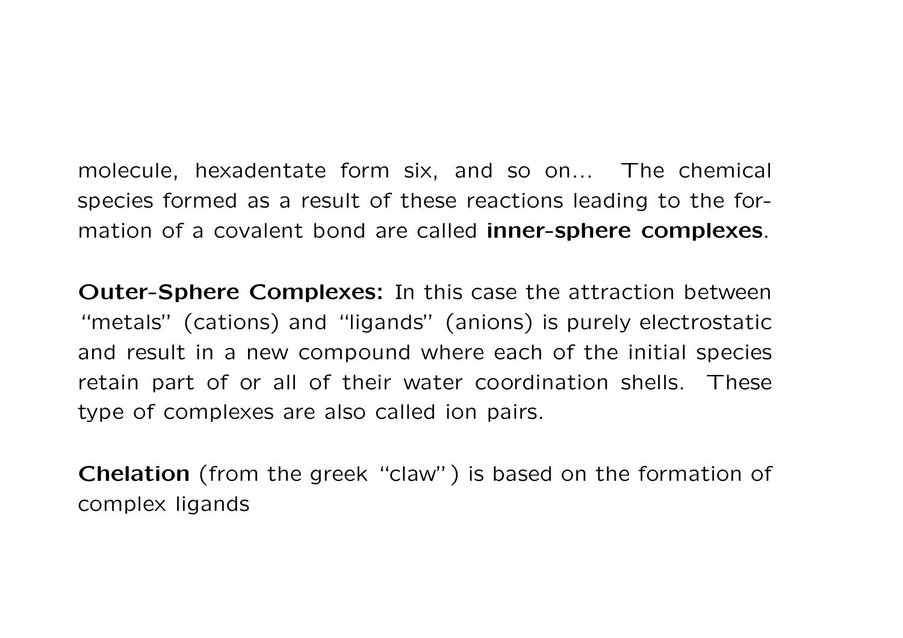molecule, hexadentate form six, and so on... The chemical species formed as a result of these reactions leading to the formation of a covalent bond are called **inner-sphere complexes**.

**Outer-Sphere Complexes:** In this case the attraction between "metals" (cations) and "ligands" (anions) is purely electrostatic and result in a new compound where each of the initial species retain part of or all of their water coordination shells. These type of complexes are also called ion pairs.

**Chelation** (from the greek "claw") is based on the formation of complex ligands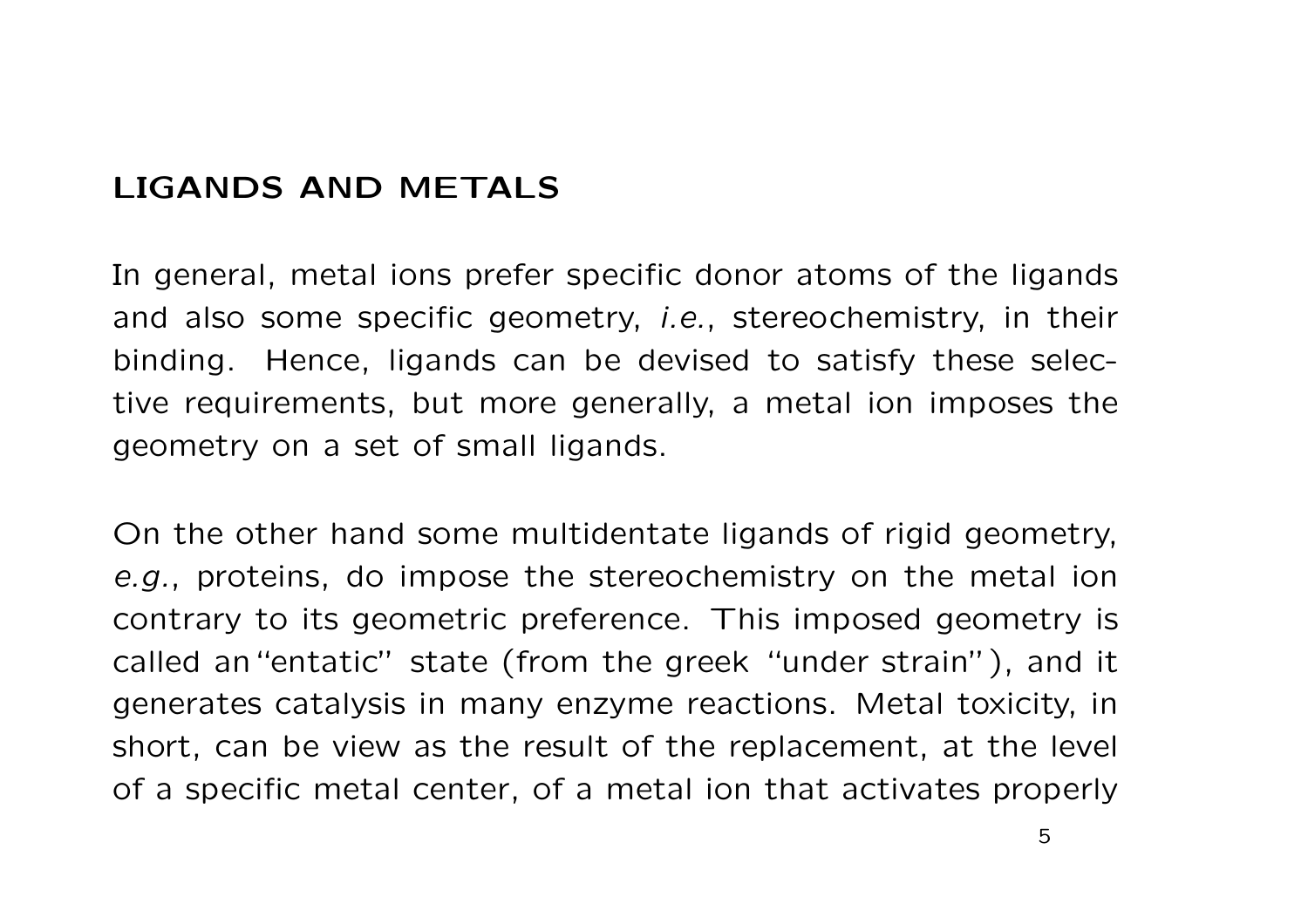## LIGANDS AND METALS

In general, metal ions prefer specific donor atoms of the ligands and also some specific geometry, *i.e.*, stereochemistry, in their binding. Hence, ligands can be devised to satisfy these selective requirements, but more generally, a metal ion imposes the geometry on a set of small ligands.

On the other hand some multidentate ligands of rigid geometry, *e.g.*, proteins, do impose the stereochemistry on the metal ion contrary to its geometric preference. This imposed geometry is called an "entatic" state (from the greek "under strain"), and it generates catalysis in many enzyme reactions. Metal toxicity, in short, can be view as the result of the replacement, at the level of a specific metal center, of a metal ion that activates properly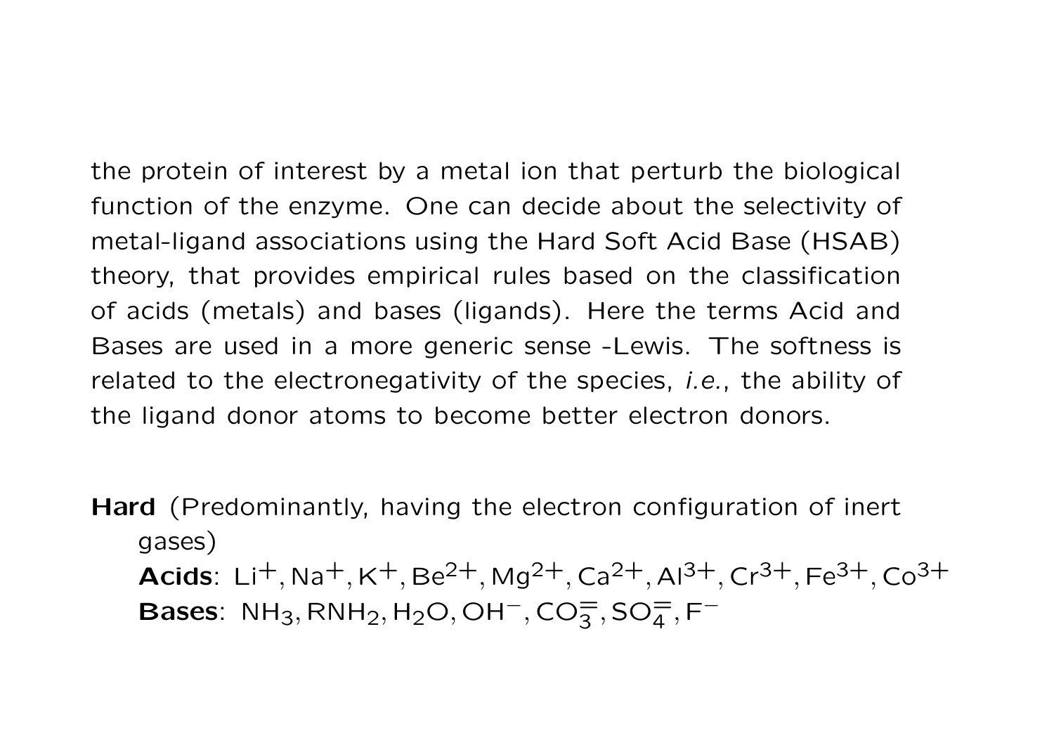the protein of interest by a metal ion that perturb the biological function of the enzyme. One can decide about the selectivity of metal-ligand associations using the Hard Soft Acid Base (HSAB) theory, that provides empirical rules based on the classification of acids (metals) and bases (ligands). Here the terms Acid and Bases are used in a more generic sense -Lewis. The softness is related to the electronegativity of the species, *i.e.*, the ability of the ligand donor atoms to become better electron donors.

**Hard** (Predominantly, having the electron configuration of inert gases)

**Acids**: $Li^{+}, Na^{+}, K^{+}, Be^{2+}, Mg^{2+}, Ca^{2+}, Al^{3+}, Cr^{3+}, Fe^{3+}, Co^{3+}$

**Bases**: $NH_3, RNH_2, H_2O, OH^{-}, CO_3^{=}, SO_4^{=}, F^{-}$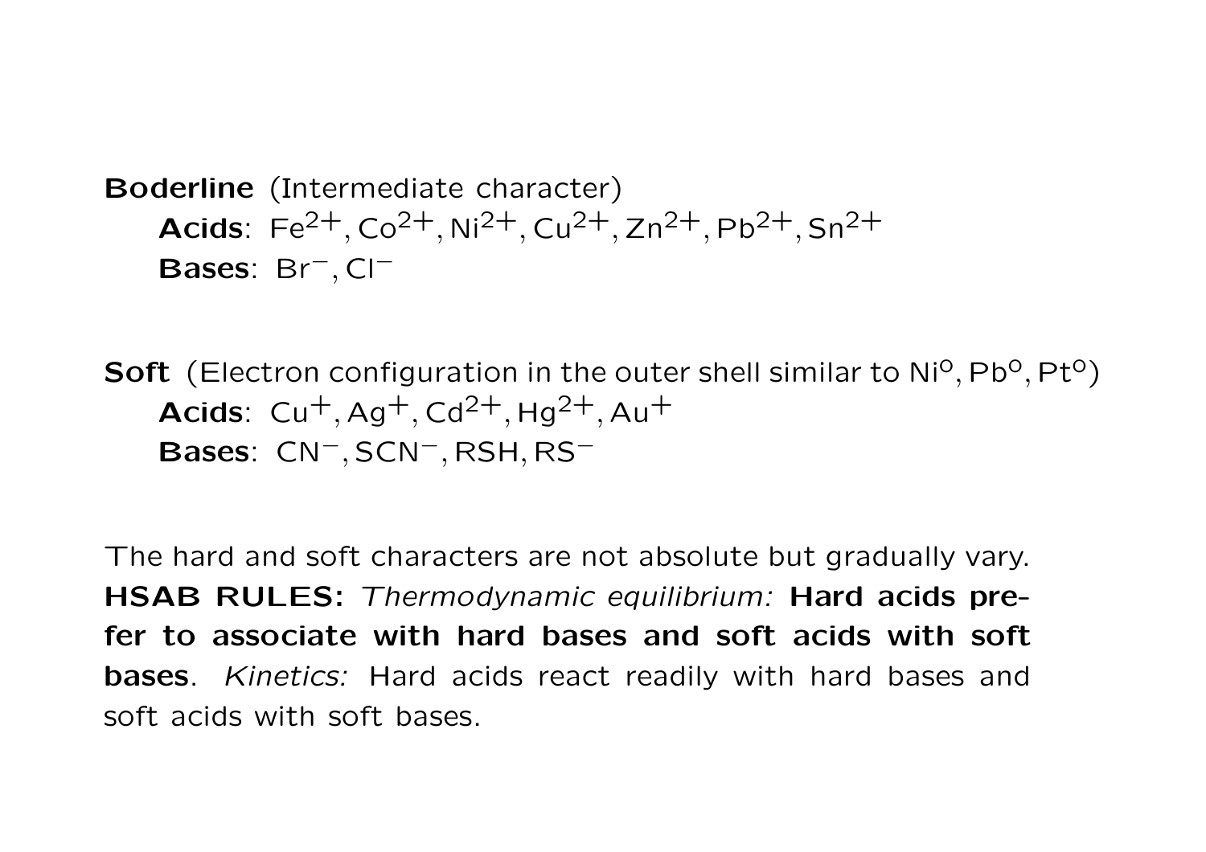**Boderline** (Intermediate character)

**Acids**: $Fe^{2+}, Co^{2+}, Ni^{2+}, Cu^{2+}, Zn^{2+}, Pb^{2+}, Sn^{2+}$

**Bases**: $Br^{-}, Cl^{-}$

**Soft** (Electron configuration in the outer shell similar to $Ni^{o}, Pb^{o}, Pt^{o}$)

**Acids**: $Cu^{+}, Ag^{+}, Cd^{2+}, Hg^{2+}, Au^{+}$

**Bases**: $CN^{-}, SCN^{-}, RSH, RS^{-}$

The hard and soft characters are not absolute but gradually vary. **HSAB RULES:** *Thermodynamic equilibrium:* **Hard acids prefer to associate with hard bases and soft acids with soft bases**. *Kinetics:* Hard acids react readily with hard bases and soft acids with soft bases.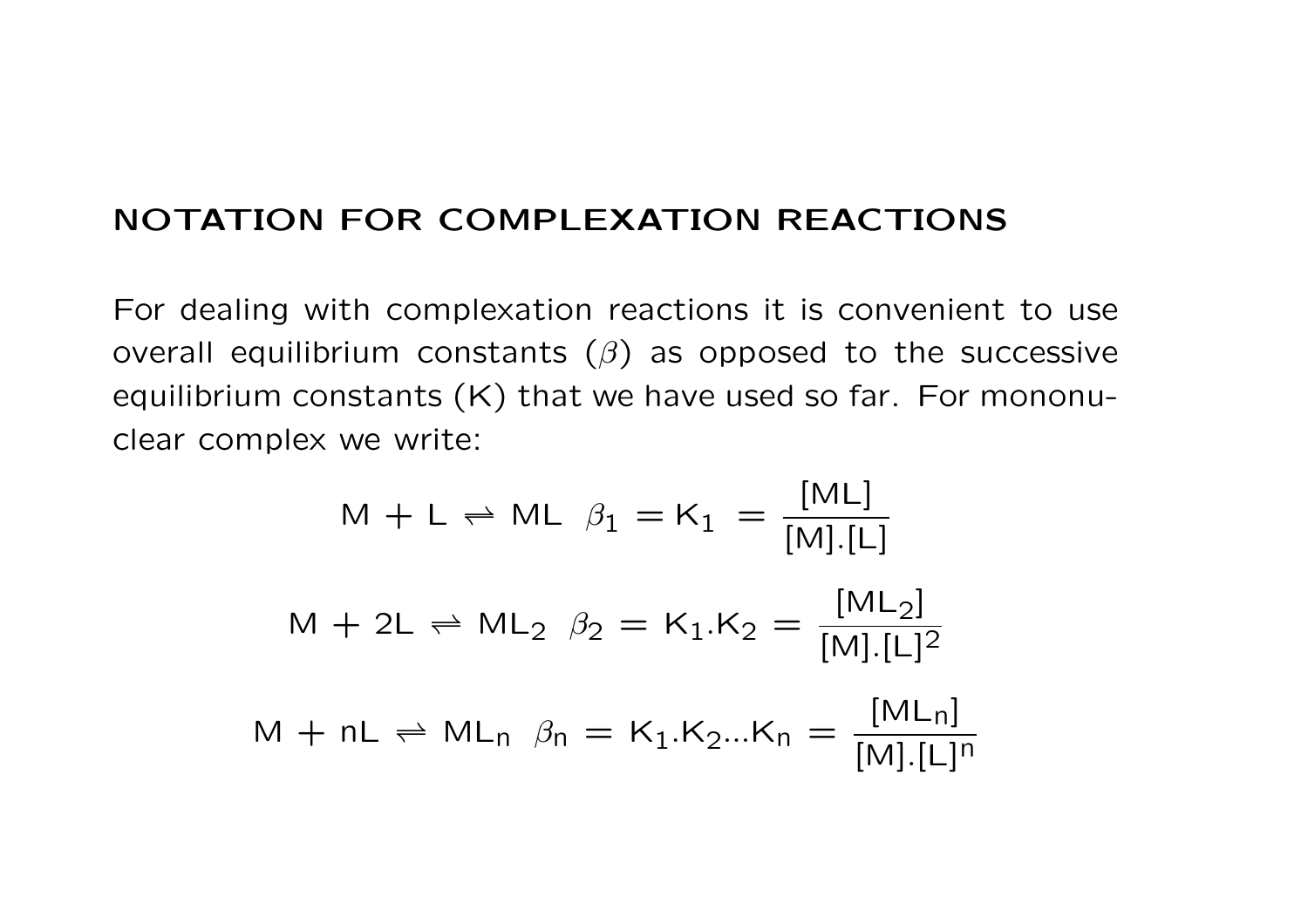## NOTATION FOR COMPLEXATION REACTIONS

For dealing with complexation reactions it is convenient to use overall equilibrium constants ($\beta$) as opposed to the successive equilibrium constants (K) that we have used so far. For mononuclear complex we write:

$$\mathrm{M + L \rightleftharpoons ML} \quad \beta_1 = \mathrm{K_1} = \frac{\mathrm{[ML]}}{\mathrm{[M].[L]}}$$

$$\mathrm{M + 2L \rightleftharpoons ML_2} \quad \beta_2 = \mathrm{K_1.K_2} = \frac{\mathrm{[ML_2]}}{\mathrm{[M].[L]^2}}$$

$$\mathrm{M + nL \rightleftharpoons ML_n} \quad \beta_n = \mathrm{K_1.K_2...K_n} = \frac{\mathrm{[ML_n]}}{\mathrm{[M].[L]^n}}$$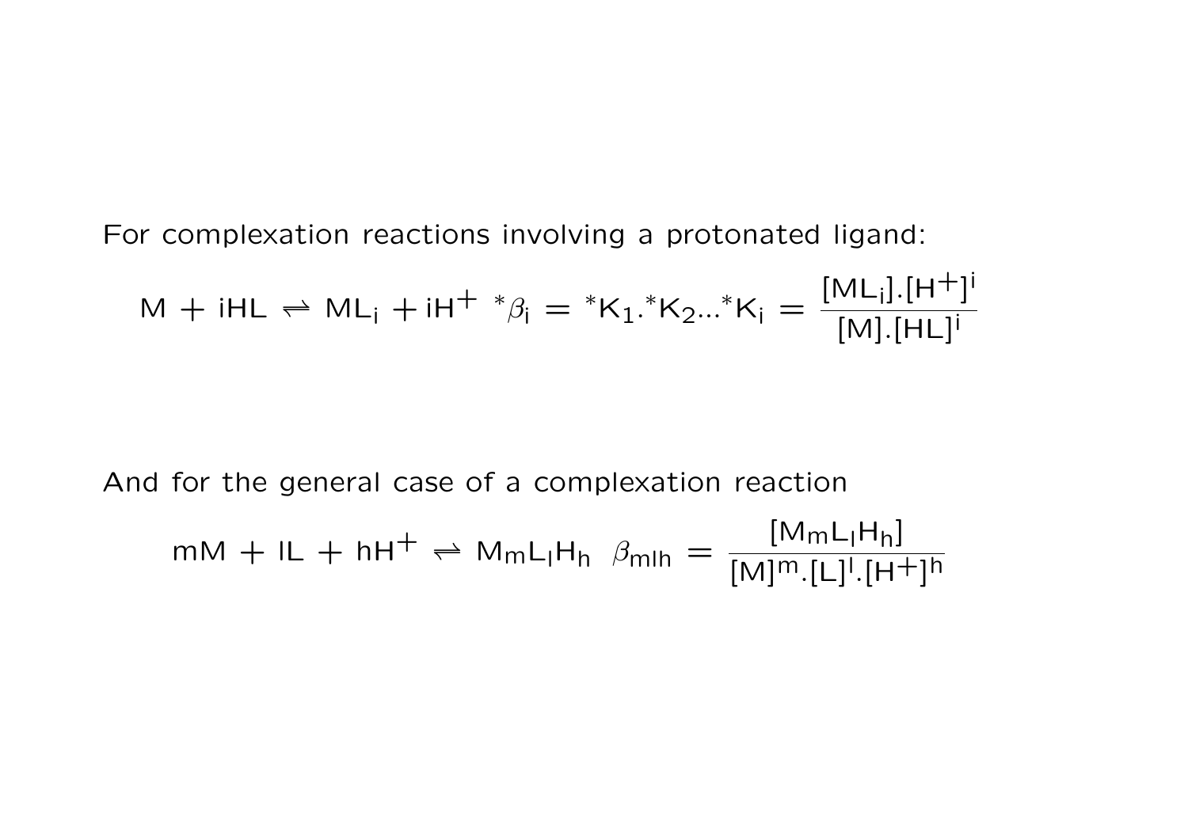For complexation reactions involving a protonated ligand:

$$\mathrm{M} + \mathrm{iHL} \rightleftharpoons \mathrm{ML_i} + \mathrm{iH^+} \quad {}^*\beta_\mathrm{i} = {}^*\mathrm{K_1}.{}^*\mathrm{K_2}...{}^*\mathrm{K_i} = \frac{[\mathrm{ML_i}].[\mathrm{H^+}]^\mathrm{i}}{[\mathrm{M}].[\mathrm{HL}]^\mathrm{i}}$$

And for the general case of a complexation reaction

$$\mathrm{mM} + \mathrm{lL} + \mathrm{hH^+} \rightleftharpoons \mathrm{M_mL_lH_h} \quad \beta_\mathrm{mlh} = \frac{[\mathrm{M_mL_lH_h}]}{[\mathrm{M}]^\mathrm{m}.[\mathrm{L}]^\mathrm{l}.[\mathrm{H^+}]^\mathrm{h}}$$